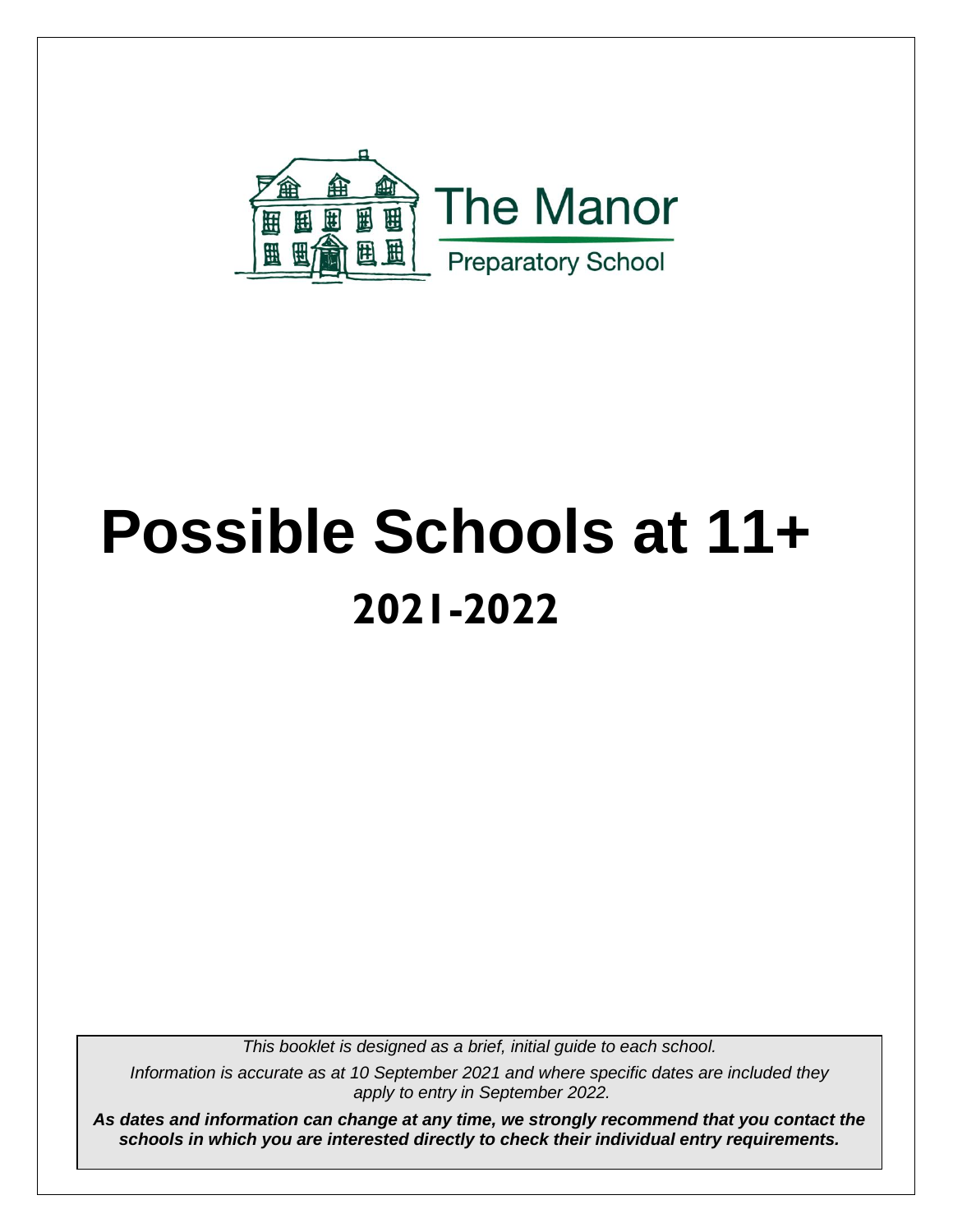The Manor

Preparatory School

# Possible Schools at 11+

## 2021-2022

*This booklet is designed as a brief, initial guide to each school.*

*Information is accurate as at 10 September 2021 and where specific dates are included they apply to entry in September 2022.*

***As dates and information can change at any time, we strongly recommend that you contact the schools in which you are interested directly to check their individual entry requirements.***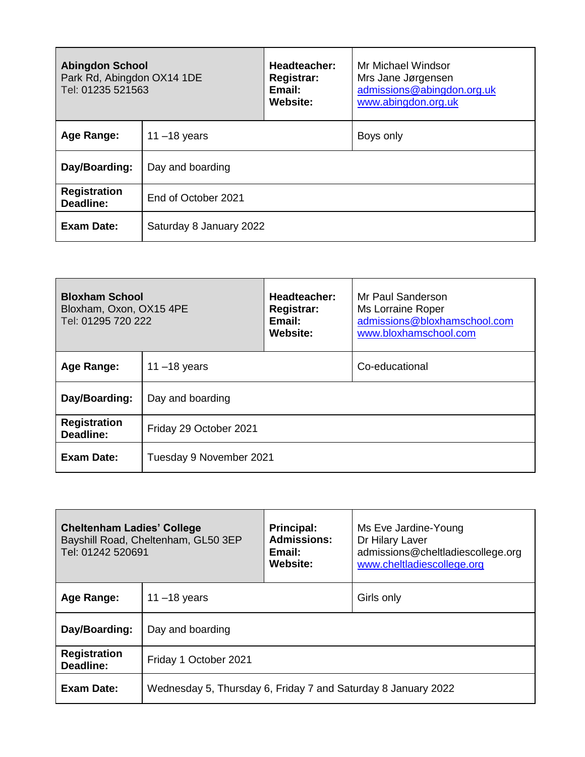| **Abingdon School**<br>Park Rd, Abingdon OX14 1DE<br>Tel: 01235 521563 | | **Headteacher:**<br>**Registrar:**<br>**Email:**<br>**Website:** | Mr Michael Windsor<br>Mrs Jane Jørgensen<br>admissions@abingdon.org.uk<br>www.abingdon.org.uk |
|---|---|---|---|
| **Age Range:** | 11 –18 years | | Boys only |
| **Day/Boarding:** | Day and boarding | | |
| **Registration Deadline:** | End of October 2021 | | |
| **Exam Date:** | Saturday 8 January 2022 | | |

| **Bloxham School**<br>Bloxham, Oxon, OX15 4PE<br>Tel: 01295 720 222 | | **Headteacher:**<br>**Registrar:**<br>**Email:**<br>**Website:** | Mr Paul Sanderson<br>Ms Lorraine Roper<br>admissions@bloxhamschool.com<br>www.bloxhamschool.com |
|---|---|---|---|
| **Age Range:** | 11 –18 years | | Co-educational |
| **Day/Boarding:** | Day and boarding | | |
| **Registration Deadline:** | Friday 29 October 2021 | | |
| **Exam Date:** | Tuesday 9 November 2021 | | |

| **Cheltenham Ladies' College**<br>Bayshill Road, Cheltenham, GL50 3EP<br>Tel: 01242 520691 | | **Principal:**<br>**Admissions:**<br>**Email:**<br>**Website:** | Ms Eve Jardine-Young<br>Dr Hilary Laver<br>admissions@cheltladiescollege.org<br>www.cheltladiescollege.org |
|---|---|---|---|
| **Age Range:** | 11 –18 years | | Girls only |
| **Day/Boarding:** | Day and boarding | | |
| **Registration Deadline:** | Friday 1 October 2021 | | |
| **Exam Date:** | Wednesday 5, Thursday 6, Friday 7 and Saturday 8 January 2022 | | |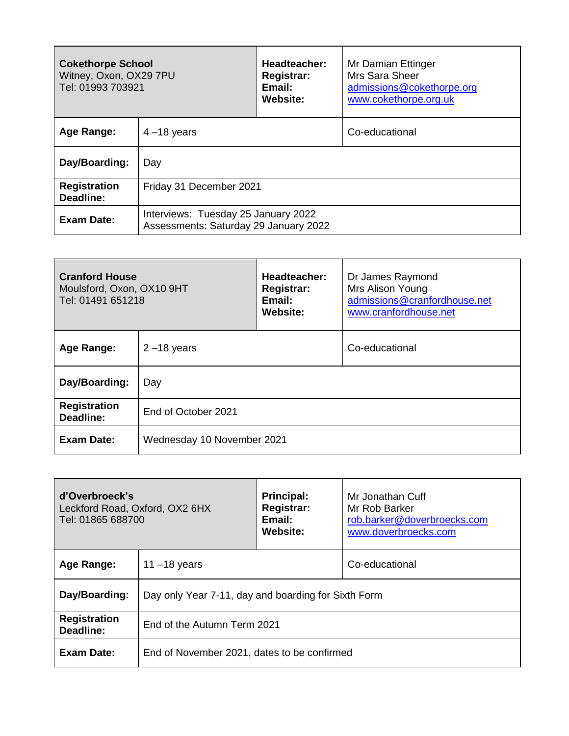| **Cokethorpe School**<br>Witney, Oxon, OX29 7PU<br>Tel: 01993 703921 | | **Headteacher:**<br>**Registrar:**<br>**Email:**<br>**Website:** | Mr Damian Ettinger<br>Mrs Sara Sheer<br>admissions@cokethorpe.org<br>www.cokethorpe.org.uk |
|---|---|---|---|
| **Age Range:** | 4 –18 years | | Co-educational |
| **Day/Boarding:** | Day | | |
| **Registration Deadline:** | Friday 31 December 2021 | | |
| **Exam Date:** | Interviews: Tuesday 25 January 2022<br>Assessments: Saturday 29 January 2022 | | |

| **Cranford House**<br>Moulsford, Oxon, OX10 9HT<br>Tel: 01491 651218 | | **Headteacher:**<br>**Registrar:**<br>**Email:**<br>**Website:** | Dr James Raymond<br>Mrs Alison Young<br>admissions@cranfordhouse.net<br>www.cranfordhouse.net |
|---|---|---|---|
| **Age Range:** | 2 –18 years | | Co-educational |
| **Day/Boarding:** | Day | | |
| **Registration Deadline:** | End of October 2021 | | |
| **Exam Date:** | Wednesday 10 November 2021 | | |

| **d'Overbroeck's**<br>Leckford Road, Oxford, OX2 6HX<br>Tel: 01865 688700 | | **Principal:**<br>**Registrar:**<br>**Email:**<br>**Website:** | Mr Jonathan Cuff<br>Mr Rob Barker<br>rob.barker@doverbroecks.com<br>www.doverbroecks.com |
|---|---|---|---|
| **Age Range:** | 11 –18 years | | Co-educational |
| **Day/Boarding:** | Day only Year 7-11, day and boarding for Sixth Form | | |
| **Registration Deadline:** | End of the Autumn Term 2021 | | |
| **Exam Date:** | End of November 2021, dates to be confirmed | | |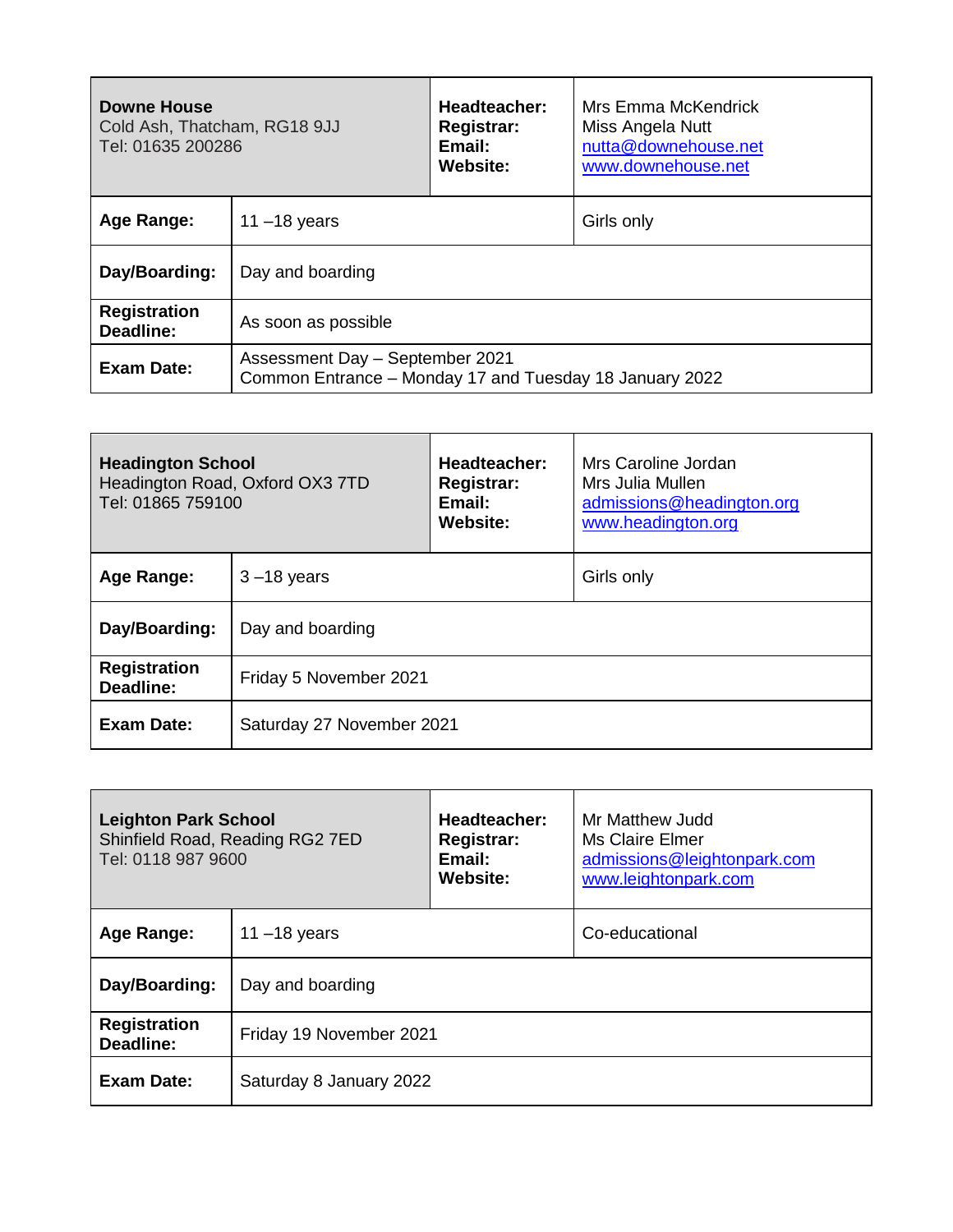| **Downe House**<br>Cold Ash, Thatcham, RG18 9JJ<br>Tel: 01635 200286 | | **Headteacher:**<br>**Registrar:**<br>**Email:**<br>**Website:** | Mrs Emma McKendrick<br>Miss Angela Nutt<br>nutta@downehouse.net<br>www.downehouse.net |
|---|---|---|---|
| **Age Range:** | 11 –18 years | | Girls only |
| **Day/Boarding:** | Day and boarding | | |
| **Registration Deadline:** | As soon as possible | | |
| **Exam Date:** | Assessment Day – September 2021<br>Common Entrance – Monday 17 and Tuesday 18 January 2022 | | |

| **Headington School**<br>Headington Road, Oxford OX3 7TD<br>Tel: 01865 759100 | | **Headteacher:**<br>**Registrar:**<br>**Email:**<br>**Website:** | Mrs Caroline Jordan<br>Mrs Julia Mullen<br>admissions@headington.org<br>www.headington.org |
|---|---|---|---|
| **Age Range:** | 3 –18 years | | Girls only |
| **Day/Boarding:** | Day and boarding | | |
| **Registration Deadline:** | Friday 5 November 2021 | | |
| **Exam Date:** | Saturday 27 November 2021 | | |

| **Leighton Park School**<br>Shinfield Road, Reading RG2 7ED<br>Tel: 0118 987 9600 | | **Headteacher:**<br>**Registrar:**<br>**Email:**<br>**Website:** | Mr Matthew Judd<br>Ms Claire Elmer<br>admissions@leightonpark.com<br>www.leightonpark.com |
|---|---|---|---|
| **Age Range:** | 11 –18 years | | Co-educational |
| **Day/Boarding:** | Day and boarding | | |
| **Registration Deadline:** | Friday 19 November 2021 | | |
| **Exam Date:** | Saturday 8 January 2022 | | |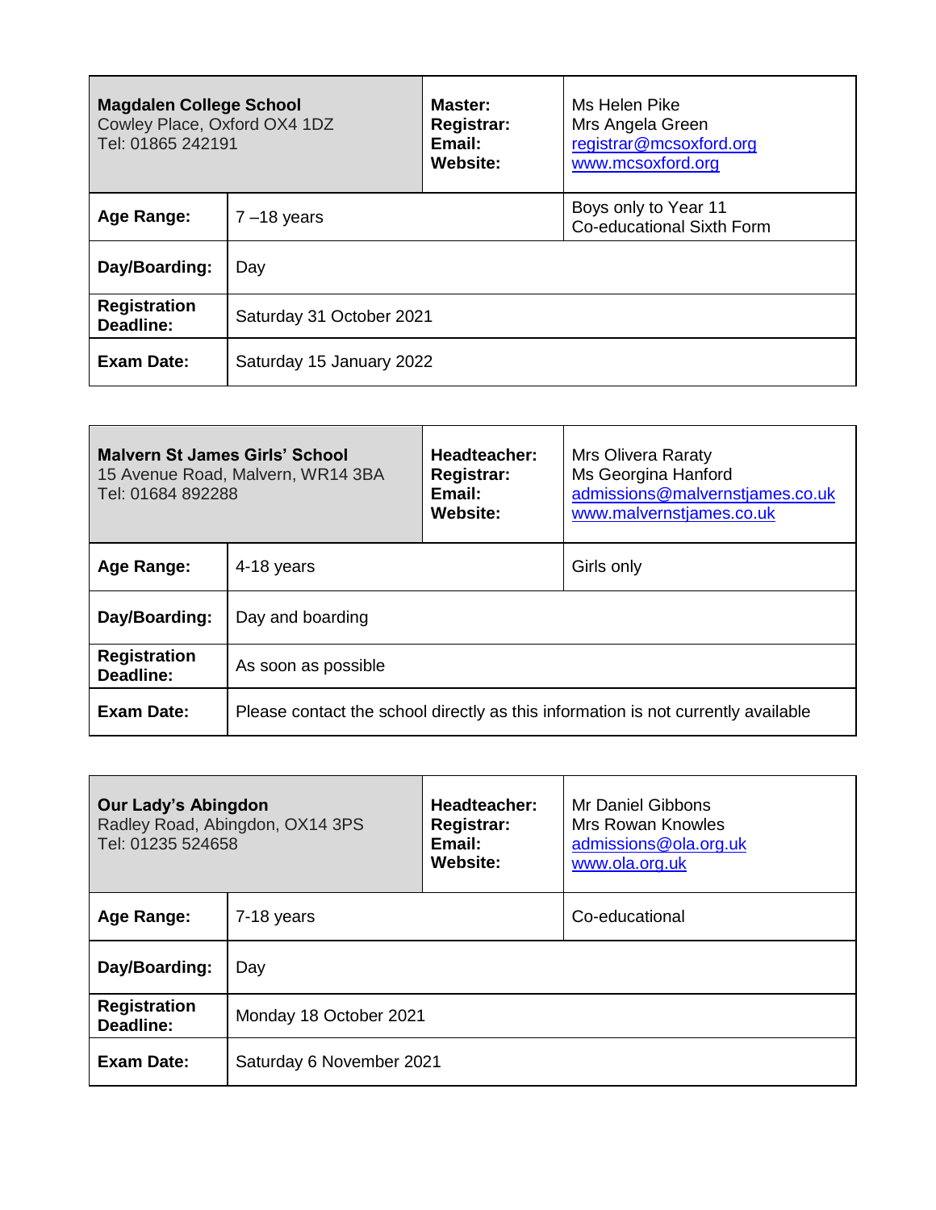| **Magdalen College School**<br>Cowley Place, Oxford OX4 1DZ<br>Tel: 01865 242191 | | **Master:**<br>**Registrar:**<br>**Email:**<br>**Website:** | Ms Helen Pike<br>Mrs Angela Green<br>registrar@mcsoxford.org<br>www.mcsoxford.org |
|---|---|---|---|
| **Age Range:** | 7 –18 years | | Boys only to Year 11<br>Co-educational Sixth Form |
| **Day/Boarding:** | Day | | |
| **Registration Deadline:** | Saturday 31 October 2021 | | |
| **Exam Date:** | Saturday 15 January 2022 | | |

| **Malvern St James Girls' School**<br>15 Avenue Road, Malvern, WR14 3BA<br>Tel: 01684 892288 | | **Headteacher:**<br>**Registrar:**<br>**Email:**<br>**Website:** | Mrs Olivera Raraty<br>Ms Georgina Hanford<br>admissions@malvernstjames.co.uk<br>www.malvernstjames.co.uk |
|---|---|---|---|
| **Age Range:** | 4-18 years | | Girls only |
| **Day/Boarding:** | Day and boarding | | |
| **Registration Deadline:** | As soon as possible | | |
| **Exam Date:** | Please contact the school directly as this information is not currently available | | |

| **Our Lady's Abingdon**<br>Radley Road, Abingdon, OX14 3PS<br>Tel: 01235 524658 | | **Headteacher:**<br>**Registrar:**<br>**Email:**<br>**Website:** | Mr Daniel Gibbons<br>Mrs Rowan Knowles<br>admissions@ola.org.uk<br>www.ola.org.uk |
|---|---|---|---|
| **Age Range:** | 7-18 years | | Co-educational |
| **Day/Boarding:** | Day | | |
| **Registration Deadline:** | Monday 18 October 2021 | | |
| **Exam Date:** | Saturday 6 November 2021 | | |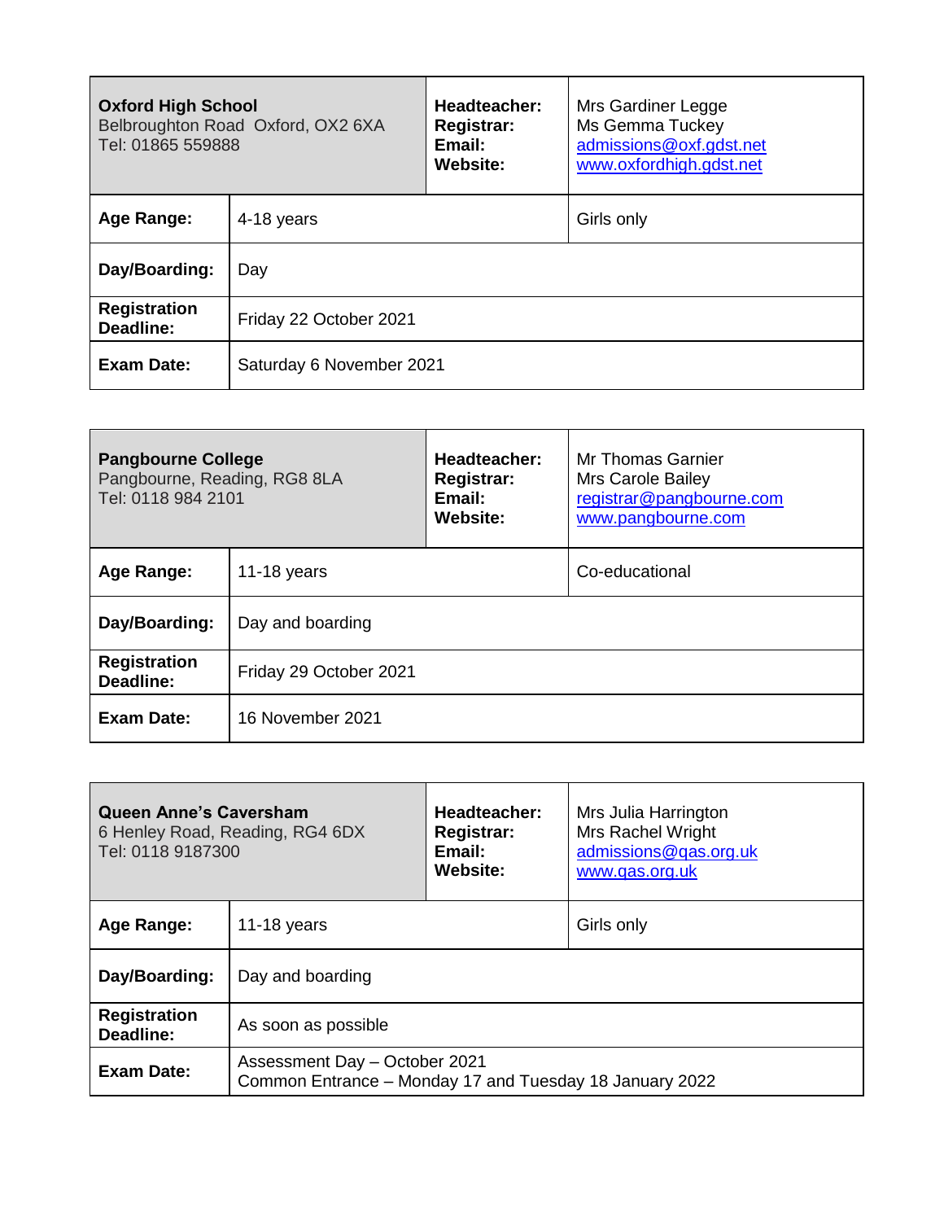| **Oxford High School**<br>Belbroughton Road Oxford, OX2 6XA<br>Tel: 01865 559888 | | **Headteacher:**<br>**Registrar:**<br>**Email:**<br>**Website:** | Mrs Gardiner Legge<br>Ms Gemma Tuckey<br>admissions@oxf.gdst.net<br>www.oxfordhigh.gdst.net |
|---|---|---|---|
| **Age Range:** | 4-18 years | | Girls only |
| **Day/Boarding:** | Day | | |
| **Registration Deadline:** | Friday 22 October 2021 | | |
| **Exam Date:** | Saturday 6 November 2021 | | |

| **Pangbourne College**<br>Pangbourne, Reading, RG8 8LA<br>Tel: 0118 984 2101 | | **Headteacher:**<br>**Registrar:**<br>**Email:**<br>**Website:** | Mr Thomas Garnier<br>Mrs Carole Bailey<br>registrar@pangbourne.com<br>www.pangbourne.com |
|---|---|---|---|
| **Age Range:** | 11-18 years | | Co-educational |
| **Day/Boarding:** | Day and boarding | | |
| **Registration Deadline:** | Friday 29 October 2021 | | |
| **Exam Date:** | 16 November 2021 | | |

| **Queen Anne's Caversham**<br>6 Henley Road, Reading, RG4 6DX<br>Tel: 0118 9187300 | | **Headteacher:**<br>**Registrar:**<br>**Email:**<br>**Website:** | Mrs Julia Harrington<br>Mrs Rachel Wright<br>admissions@qas.org.uk<br>www.qas.org.uk |
|---|---|---|---|
| **Age Range:** | 11-18 years | | Girls only |
| **Day/Boarding:** | Day and boarding | | |
| **Registration Deadline:** | As soon as possible | | |
| **Exam Date:** | Assessment Day – October 2021<br>Common Entrance – Monday 17 and Tuesday 18 January 2022 | | |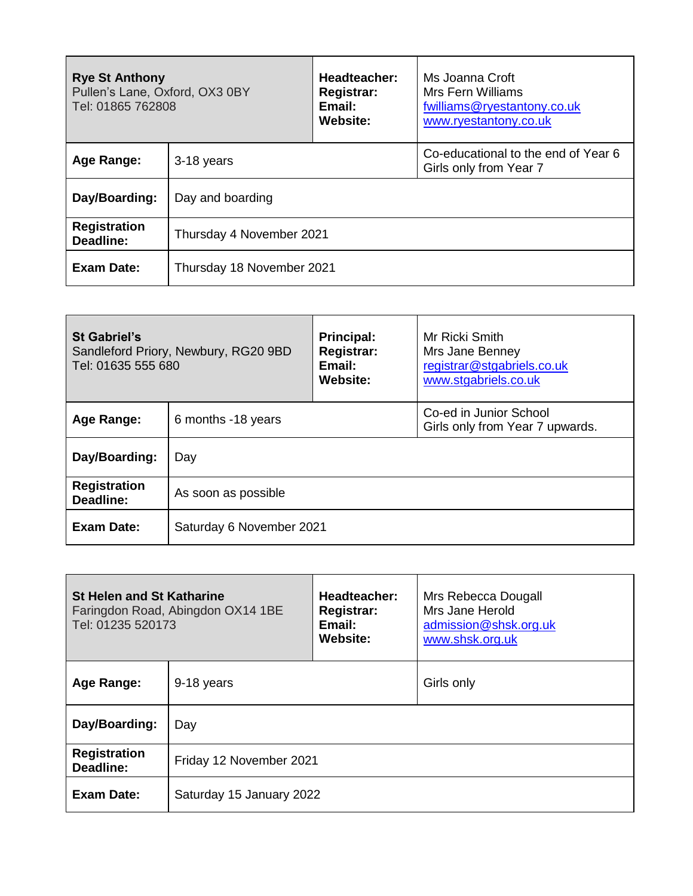| **Rye St Anthony**<br>Pullen's Lane, Oxford, OX3 0BY<br>Tel: 01865 762808 | | **Headteacher:**<br>**Registrar:**<br>**Email:**<br>**Website:** | Ms Joanna Croft<br>Mrs Fern Williams<br>fwilliams@ryestantony.co.uk<br>www.ryestantony.co.uk |
|---|---|---|---|
| **Age Range:** | 3-18 years | | Co-educational to the end of Year 6<br>Girls only from Year 7 |
| **Day/Boarding:** | Day and boarding | | |
| **Registration Deadline:** | Thursday 4 November 2021 | | |
| **Exam Date:** | Thursday 18 November 2021 | | |

| **St Gabriel's**<br>Sandleford Priory, Newbury, RG20 9BD<br>Tel: 01635 555 680 | | **Principal:**<br>**Registrar:**<br>**Email:**<br>**Website:** | Mr Ricki Smith<br>Mrs Jane Benney<br>registrar@stgabriels.co.uk<br>www.stgabriels.co.uk |
|---|---|---|---|
| **Age Range:** | 6 months -18 years | | Co-ed in Junior School<br>Girls only from Year 7 upwards. |
| **Day/Boarding:** | Day | | |
| **Registration Deadline:** | As soon as possible | | |
| **Exam Date:** | Saturday 6 November 2021 | | |

| **St Helen and St Katharine**<br>Faringdon Road, Abingdon OX14 1BE<br>Tel: 01235 520173 | | **Headteacher:**<br>**Registrar:**<br>**Email:**<br>**Website:** | Mrs Rebecca Dougall<br>Mrs Jane Herold<br>admission@shsk.org.uk<br>www.shsk.org.uk |
|---|---|---|---|
| **Age Range:** | 9-18 years | | Girls only |
| **Day/Boarding:** | Day | | |
| **Registration Deadline:** | Friday 12 November 2021 | | |
| **Exam Date:** | Saturday 15 January 2022 | | |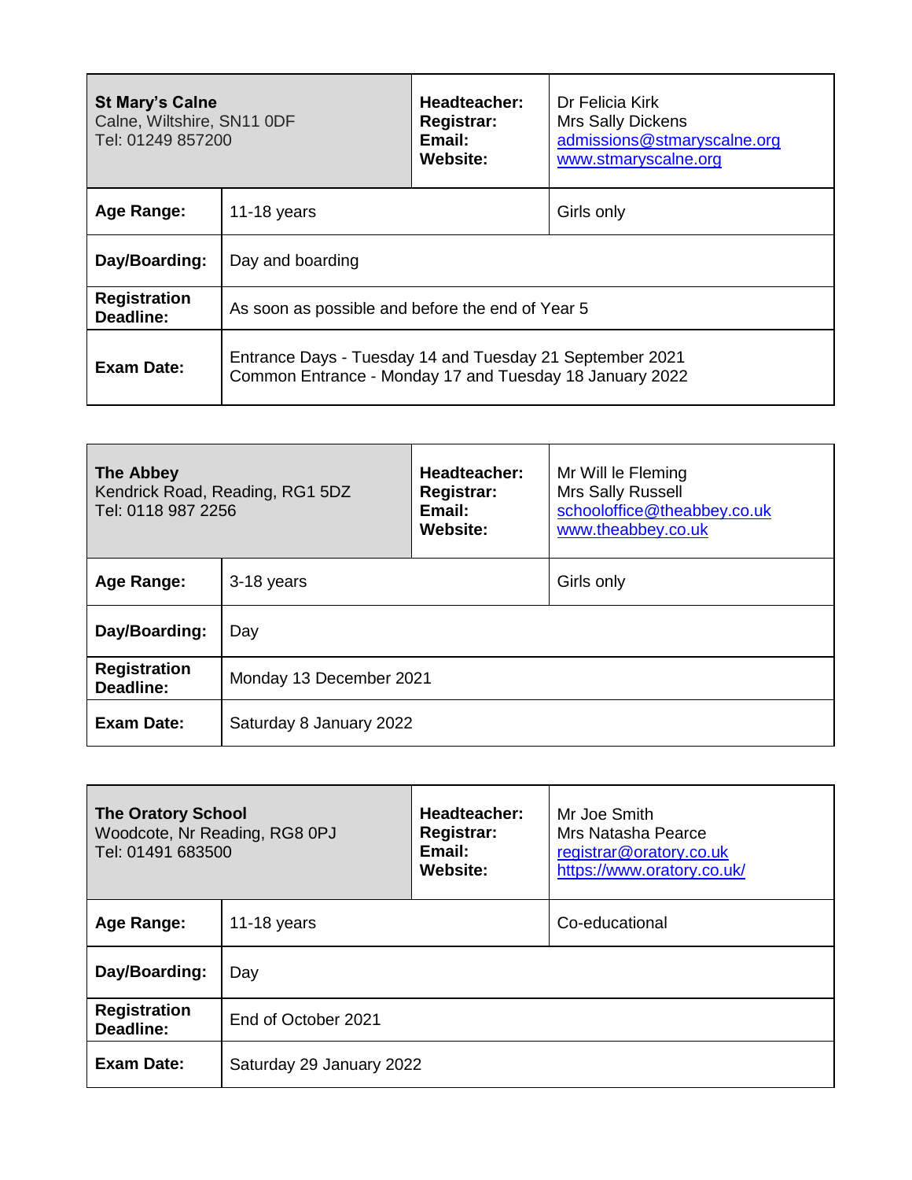| **St Mary's Calne**<br>Calne, Wiltshire, SN11 0DF<br>Tel: 01249 857200 | | **Headteacher:**<br>**Registrar:**<br>**Email:**<br>**Website:** | Dr Felicia Kirk<br>Mrs Sally Dickens<br>admissions@stmaryscalne.org<br>www.stmaryscalne.org |
|---|---|---|---|
| **Age Range:** | 11-18 years | | Girls only |
| **Day/Boarding:** | Day and boarding | | |
| **Registration Deadline:** | As soon as possible and before the end of Year 5 | | |
| **Exam Date:** | Entrance Days - Tuesday 14 and Tuesday 21 September 2021<br>Common Entrance - Monday 17 and Tuesday 18 January 2022 | | |

| **The Abbey**<br>Kendrick Road, Reading, RG1 5DZ<br>Tel: 0118 987 2256 | | **Headteacher:**<br>**Registrar:**<br>**Email:**<br>**Website:** | Mr Will le Fleming<br>Mrs Sally Russell<br>schooloffice@theabbey.co.uk<br>www.theabbey.co.uk |
|---|---|---|---|
| **Age Range:** | 3-18 years | | Girls only |
| **Day/Boarding:** | Day | | |
| **Registration Deadline:** | Monday 13 December 2021 | | |
| **Exam Date:** | Saturday 8 January 2022 | | |

| **The Oratory School**<br>Woodcote, Nr Reading, RG8 0PJ<br>Tel: 01491 683500 | | **Headteacher:**<br>**Registrar:**<br>**Email:**<br>**Website:** | Mr Joe Smith<br>Mrs Natasha Pearce<br>registrar@oratory.co.uk<br>https://www.oratory.co.uk/ |
|---|---|---|---|
| **Age Range:** | 11-18 years | | Co-educational |
| **Day/Boarding:** | Day | | |
| **Registration Deadline:** | End of October 2021 | | |
| **Exam Date:** | Saturday 29 January 2022 | | |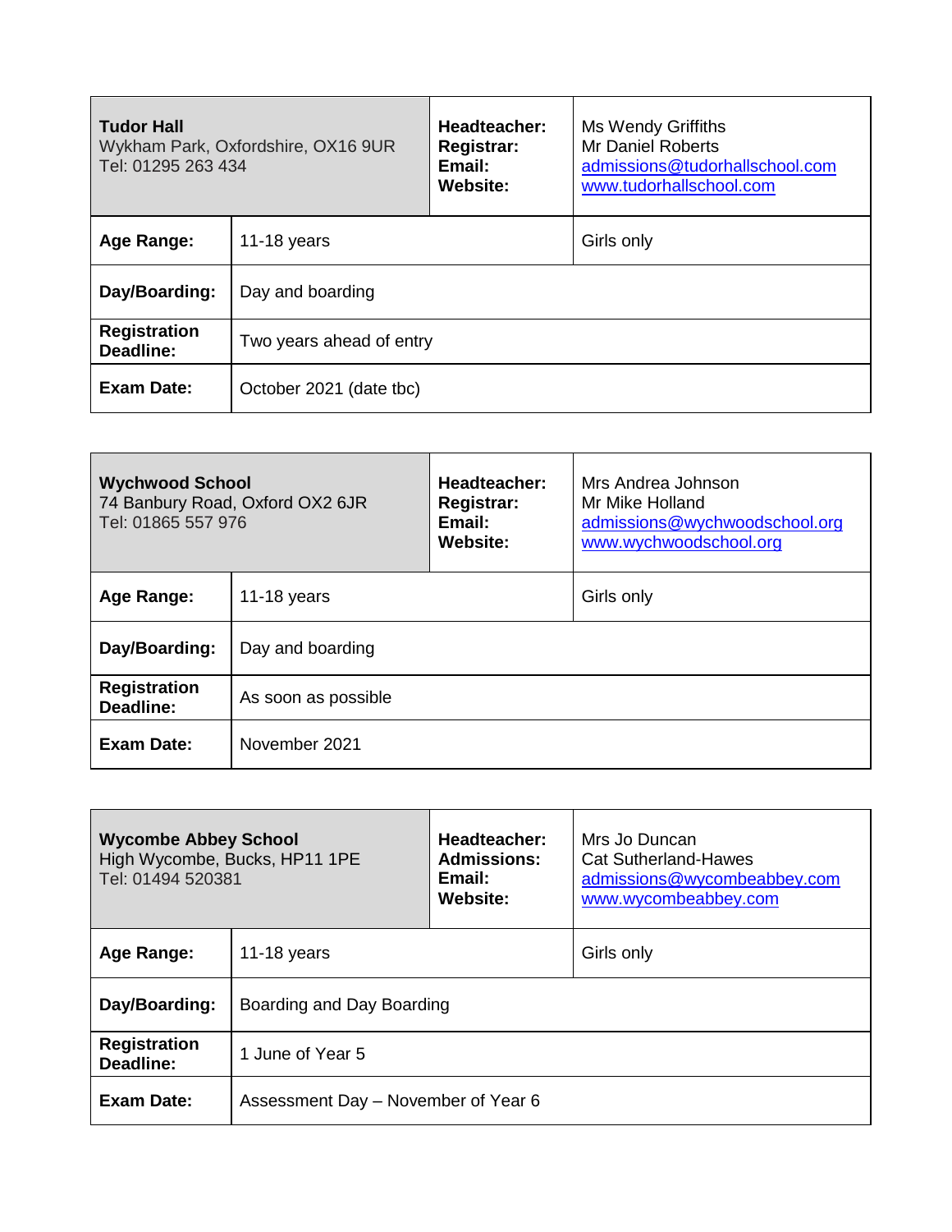| **Tudor Hall**<br>Wykham Park, Oxfordshire, OX16 9UR<br>Tel: 01295 263 434 | | **Headteacher:**<br>**Registrar:**<br>**Email:**<br>**Website:** | Ms Wendy Griffiths<br>Mr Daniel Roberts<br>admissions@tudorhallschool.com<br>www.tudorhallschool.com |
|---|---|---|---|
| **Age Range:** | 11-18 years | | Girls only |
| **Day/Boarding:** | Day and boarding | | |
| **Registration Deadline:** | Two years ahead of entry | | |
| **Exam Date:** | October 2021 (date tbc) | | |

| **Wychwood School**<br>74 Banbury Road, Oxford OX2 6JR<br>Tel: 01865 557 976 | | **Headteacher:**<br>**Registrar:**<br>**Email:**<br>**Website:** | Mrs Andrea Johnson<br>Mr Mike Holland<br>admissions@wychwoodschool.org<br>www.wychwoodschool.org |
|---|---|---|---|
| **Age Range:** | 11-18 years | | Girls only |
| **Day/Boarding:** | Day and boarding | | |
| **Registration Deadline:** | As soon as possible | | |
| **Exam Date:** | November 2021 | | |

| **Wycombe Abbey School**<br>High Wycombe, Bucks, HP11 1PE<br>Tel: 01494 520381 | | **Headteacher:**<br>**Admissions:**<br>**Email:**<br>**Website:** | Mrs Jo Duncan<br>Cat Sutherland-Hawes<br>admissions@wycombeabbey.com<br>www.wycombeabbey.com |
|---|---|---|---|
| **Age Range:** | 11-18 years | | Girls only |
| **Day/Boarding:** | Boarding and Day Boarding | | |
| **Registration Deadline:** | 1 June of Year 5 | | |
| **Exam Date:** | Assessment Day – November of Year 6 | | |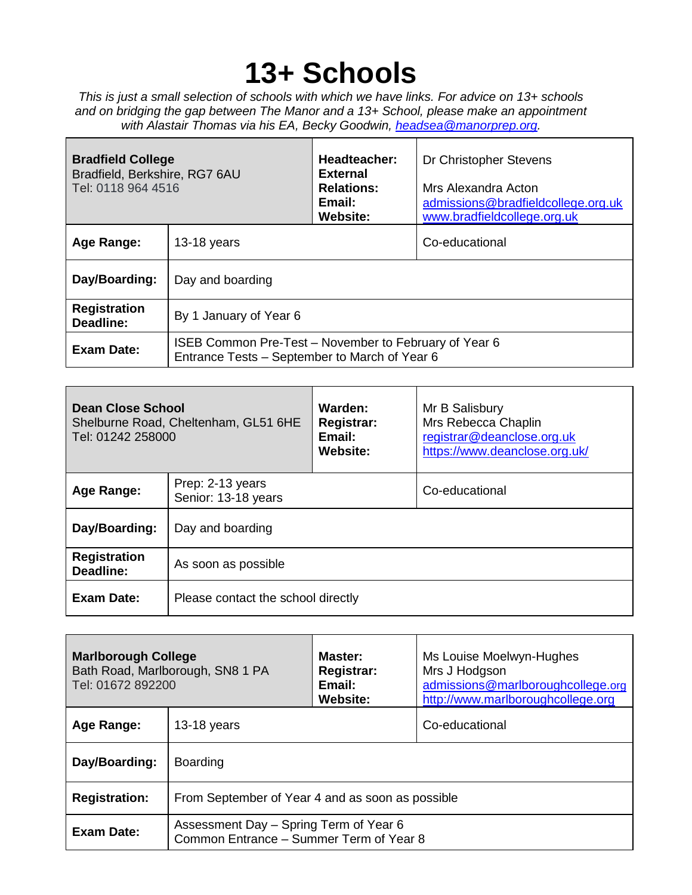# 13+ Schools

*This is just a small selection of schools with which we have links. For advice on 13+ schools and on bridging the gap between The Manor and a 13+ School, please make an appointment with Alastair Thomas via his EA, Becky Goodwin, headsea@manorprep.org.*

| **Bradfield College**<br>Bradfield, Berkshire, RG7 6AU<br>Tel: 0118 964 4516 | | **Headteacher:**<br>**External Relations:**<br>**Email:**<br>**Website:** | Dr Christopher Stevens<br><br>Mrs Alexandra Acton<br>admissions@bradfieldcollege.org.uk<br>www.bradfieldcollege.org.uk |
|---|---|---|---|
| **Age Range:** | 13-18 years | | Co-educational |
| **Day/Boarding:** | Day and boarding | | |
| **Registration Deadline:** | By 1 January of Year 6 | | |
| **Exam Date:** | ISEB Common Pre-Test – November to February of Year 6<br>Entrance Tests – September to March of Year 6 | | |

| **Dean Close School**<br>Shelburne Road, Cheltenham, GL51 6HE<br>Tel: 01242 258000 | | **Warden:**<br>**Registrar:**<br>**Email:**<br>**Website:** | Mr B Salisbury<br>Mrs Rebecca Chaplin<br>registrar@deanclose.org.uk<br>https://www.deanclose.org.uk/ |
|---|---|---|---|
| **Age Range:** | Prep: 2-13 years<br>Senior: 13-18 years | | Co-educational |
| **Day/Boarding:** | Day and boarding | | |
| **Registration Deadline:** | As soon as possible | | |
| **Exam Date:** | Please contact the school directly | | |

| **Marlborough College**<br>Bath Road, Marlborough, SN8 1 PA<br>Tel: 01672 892200 | | **Master:**<br>**Registrar:**<br>**Email:**<br>**Website:** | Ms Louise Moelwyn-Hughes<br>Mrs J Hodgson<br>admissions@marlboroughcollege.org<br>http://www.marlboroughcollege.org |
|---|---|---|---|
| **Age Range:** | 13-18 years | | Co-educational |
| **Day/Boarding:** | Boarding | | |
| **Registration:** | From September of Year 4 and as soon as possible | | |
| **Exam Date:** | Assessment Day – Spring Term of Year 6<br>Common Entrance – Summer Term of Year 8 | | |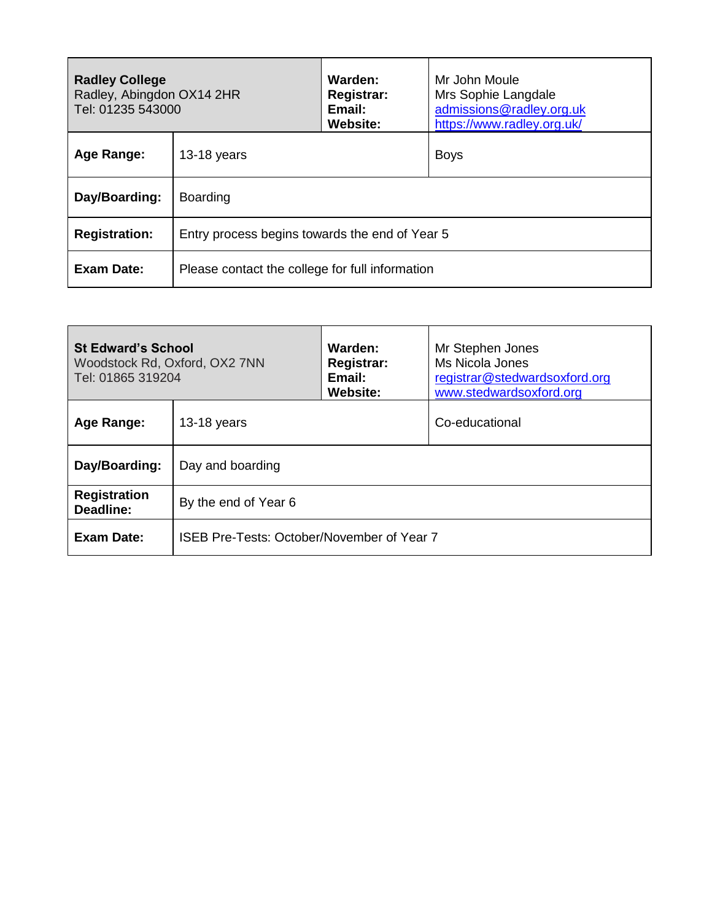| **Radley College**<br>Radley, Abingdon OX14 2HR<br>Tel: 01235 543000 | | **Warden:**<br>**Registrar:**<br>**Email:**<br>**Website:** | Mr John Moule<br>Mrs Sophie Langdale<br>admissions@radley.org.uk<br>https://www.radley.org.uk/ |
|---|---|---|---|
| **Age Range:** | 13-18 years | | Boys |
| **Day/Boarding:** | Boarding | | |
| **Registration:** | Entry process begins towards the end of Year 5 | | |
| **Exam Date:** | Please contact the college for full information | | |

| **St Edward's School**<br>Woodstock Rd, Oxford, OX2 7NN<br>Tel: 01865 319204 | | **Warden:**<br>**Registrar:**<br>**Email:**<br>**Website:** | Mr Stephen Jones<br>Ms Nicola Jones<br>registrar@stedwardsoxford.org<br>www.stedwardsoxford.org |
|---|---|---|---|
| **Age Range:** | 13-18 years | | Co-educational |
| **Day/Boarding:** | Day and boarding | | |
| **Registration Deadline:** | By the end of Year 6 | | |
| **Exam Date:** | ISEB Pre-Tests: October/November of Year 7 | | |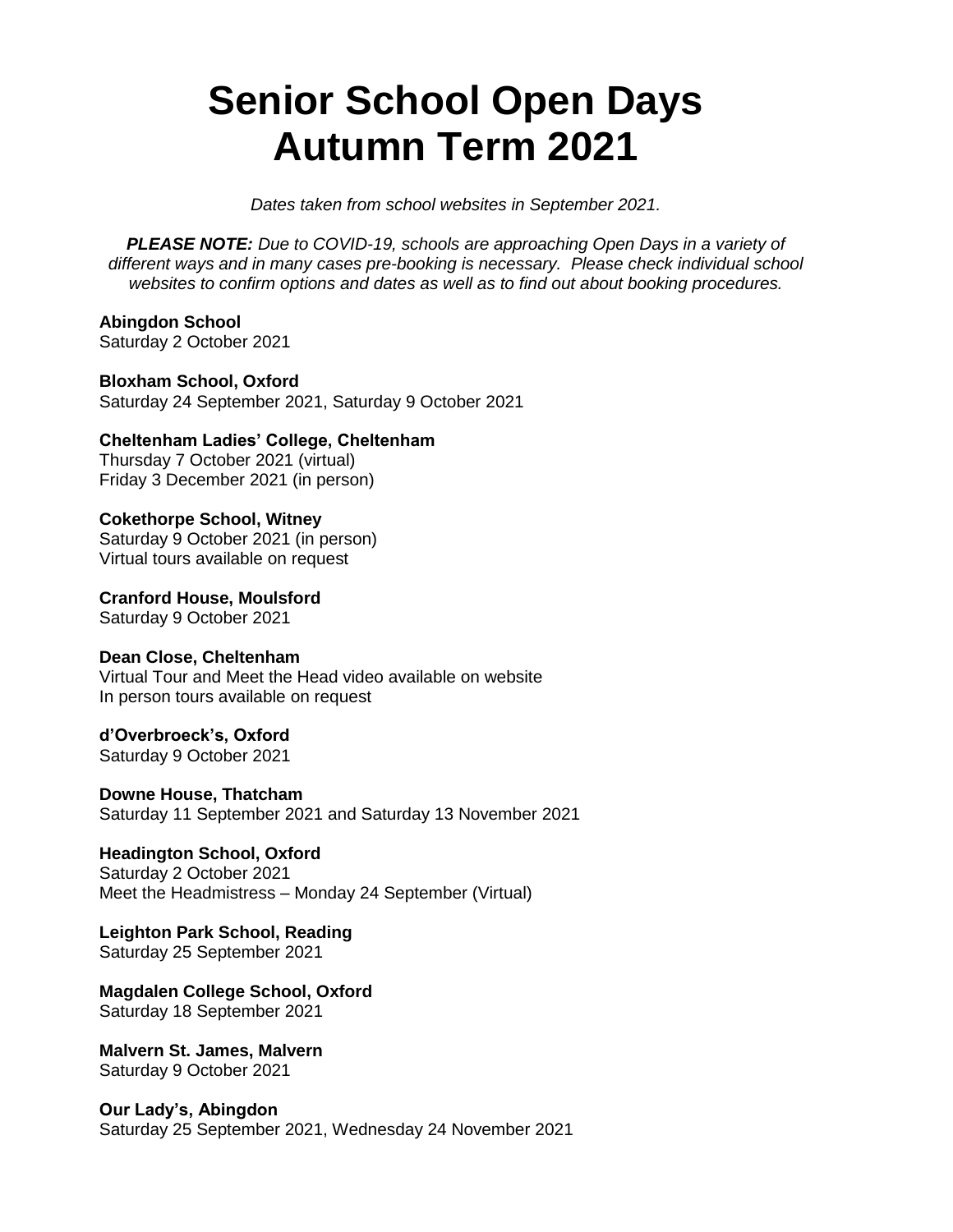# Senior School Open Days Autumn Term 2021

*Dates taken from school websites in September 2021.*

***PLEASE NOTE:*** *Due to COVID-19, schools are approaching Open Days in a variety of different ways and in many cases pre-booking is necessary. Please check individual school websites to confirm options and dates as well as to find out about booking procedures.*

**Abingdon School**
Saturday 2 October 2021

**Bloxham School, Oxford**
Saturday 24 September 2021, Saturday 9 October 2021

**Cheltenham Ladies' College, Cheltenham**
Thursday 7 October 2021 (virtual)
Friday 3 December 2021 (in person)

**Cokethorpe School, Witney**
Saturday 9 October 2021 (in person)
Virtual tours available on request

**Cranford House, Moulsford**
Saturday 9 October 2021

**Dean Close, Cheltenham**
Virtual Tour and Meet the Head video available on website
In person tours available on request

**d'Overbroeck's, Oxford**
Saturday 9 October 2021

**Downe House, Thatcham**
Saturday 11 September 2021 and Saturday 13 November 2021

**Headington School, Oxford**
Saturday 2 October 2021
Meet the Headmistress – Monday 24 September (Virtual)

**Leighton Park School, Reading**
Saturday 25 September 2021

**Magdalen College School, Oxford**
Saturday 18 September 2021

**Malvern St. James, Malvern**
Saturday 9 October 2021

**Our Lady's, Abingdon**
Saturday 25 September 2021, Wednesday 24 November 2021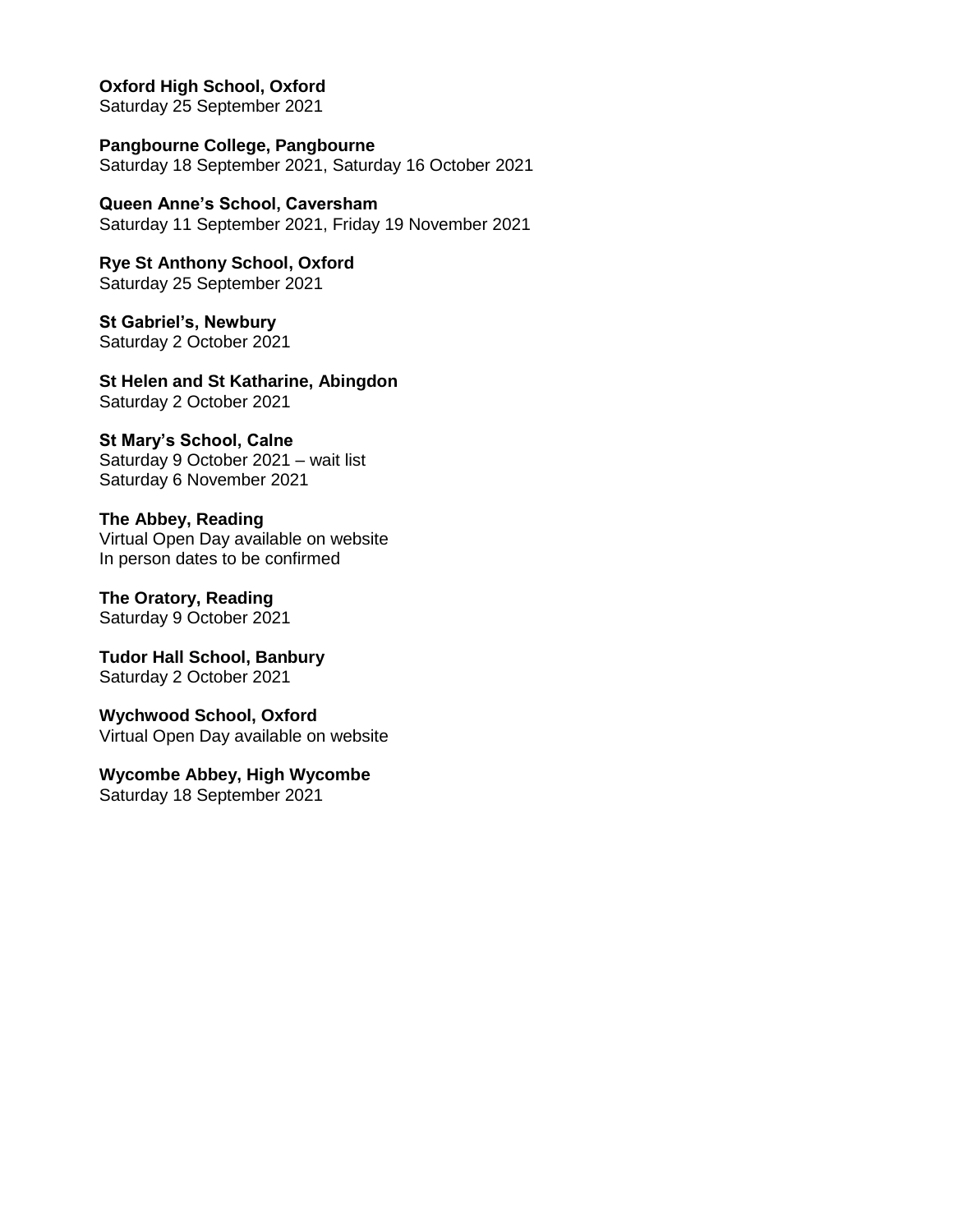**Oxford High School, Oxford**
Saturday 25 September 2021

**Pangbourne College, Pangbourne**
Saturday 18 September 2021, Saturday 16 October 2021

**Queen Anne's School, Caversham**
Saturday 11 September 2021, Friday 19 November 2021

**Rye St Anthony School, Oxford**
Saturday 25 September 2021

**St Gabriel's, Newbury**
Saturday 2 October 2021

**St Helen and St Katharine, Abingdon**
Saturday 2 October 2021

**St Mary's School, Calne**
Saturday 9 October 2021 – wait list
Saturday 6 November 2021

**The Abbey, Reading**
Virtual Open Day available on website
In person dates to be confirmed

**The Oratory, Reading**
Saturday 9 October 2021

**Tudor Hall School, Banbury**
Saturday 2 October 2021

**Wychwood School, Oxford**
Virtual Open Day available on website

**Wycombe Abbey, High Wycombe**
Saturday 18 September 2021